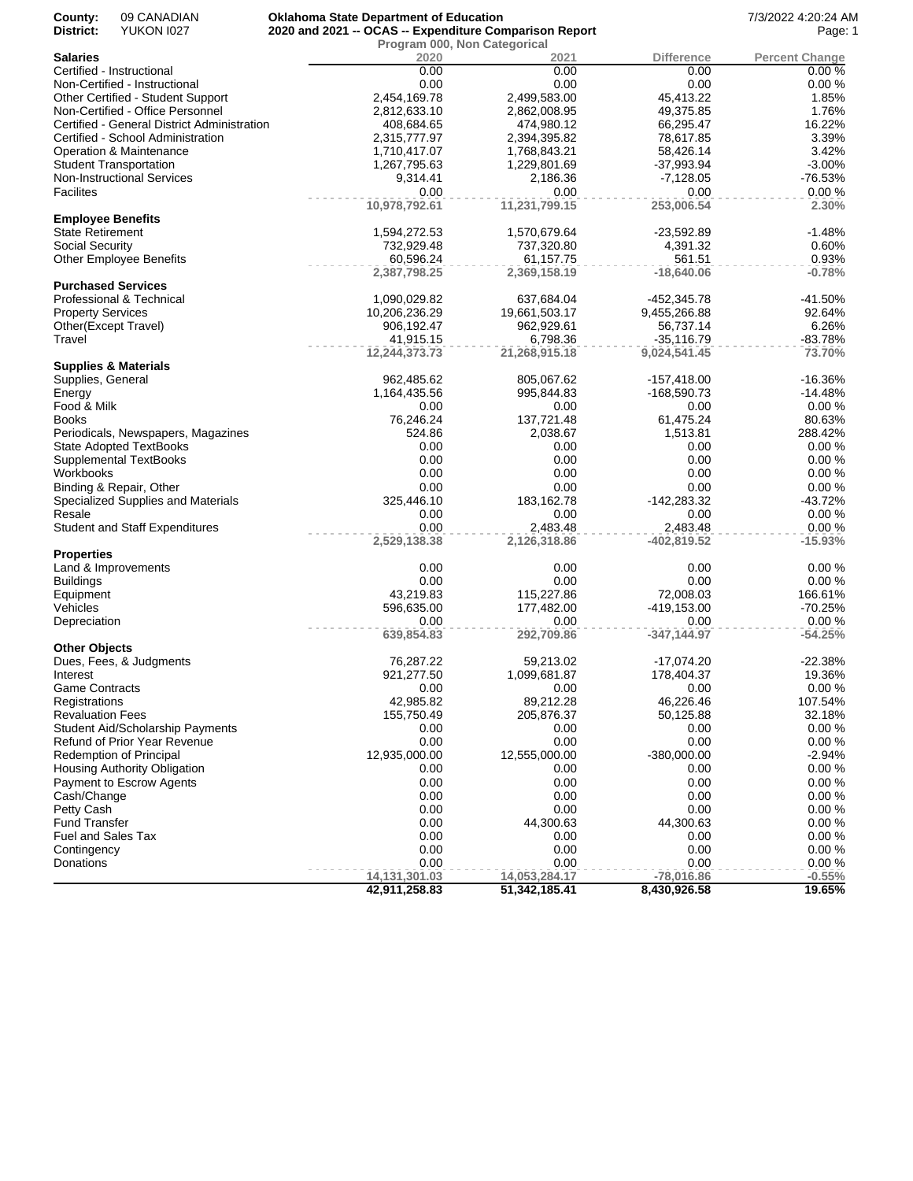**County:** 09 CANADIAN
**District:** YUKON I027

**Oklahoma State Department of Education**
**2020 and 2021 -- OCAS -- Expenditure Comparison Report**
**Program 000, Non Categorical**

| | 2020 | 2021 | Difference | Percent Change |
|---|---|---|---|---|
| **Salaries** | | | | |
| Certified - Instructional | 0.00 | 0.00 | 0.00 | 0.00 % |
| Non-Certified - Instructional | 0.00 | 0.00 | 0.00 | 0.00 % |
| Other Certified - Student Support | 2,454,169.78 | 2,499,583.00 | 45,413.22 | 1.85% |
| Non-Certified - Office Personnel | 2,812,633.10 | 2,862,008.95 | 49,375.85 | 1.76% |
| Certified - General District Administration | 408,684.65 | 474,980.12 | 66,295.47 | 16.22% |
| Certified - School Administration | 2,315,777.97 | 2,394,395.82 | 78,617.85 | 3.39% |
| Operation & Maintenance | 1,710,417.07 | 1,768,843.21 | 58,426.14 | 3.42% |
| Student Transportation | 1,267,795.63 | 1,229,801.69 | -37,993.94 | -3.00% |
| Non-Instructional Services | 9,314.41 | 2,186.36 | -7,128.05 | -76.53% |
| Facilites | 0.00 | 0.00 | 0.00 | 0.00 % |
| | **10,978,792.61** | **11,231,799.15** | **253,006.54** | **2.30%** |
| **Employee Benefits** | | | | |
| State Retirement | 1,594,272.53 | 1,570,679.64 | -23,592.89 | -1.48% |
| Social Security | 732,929.48 | 737,320.80 | 4,391.32 | 0.60% |
| Other Employee Benefits | 60,596.24 | 61,157.75 | 561.51 | 0.93% |
| | **2,387,798.25** | **2,369,158.19** | **-18,640.06** | **-0.78%** |
| **Purchased Services** | | | | |
| Professional & Technical | 1,090,029.82 | 637,684.04 | -452,345.78 | -41.50% |
| Property Services | 10,206,236.29 | 19,661,503.17 | 9,455,266.88 | 92.64% |
| Other(Except Travel) | 906,192.47 | 962,929.61 | 56,737.14 | 6.26% |
| Travel | 41,915.15 | 6,798.36 | -35,116.79 | -83.78% |
| | **12,244,373.73** | **21,268,915.18** | **9,024,541.45** | **73.70%** |
| **Supplies & Materials** | | | | |
| Supplies, General | 962,485.62 | 805,067.62 | -157,418.00 | -16.36% |
| Energy | 1,164,435.56 | 995,844.83 | -168,590.73 | -14.48% |
| Food & Milk | 0.00 | 0.00 | 0.00 | 0.00 % |
| Books | 76,246.24 | 137,721.48 | 61,475.24 | 80.63% |
| Periodicals, Newspapers, Magazines | 524.86 | 2,038.67 | 1,513.81 | 288.42% |
| State Adopted TextBooks | 0.00 | 0.00 | 0.00 | 0.00 % |
| Supplemental TextBooks | 0.00 | 0.00 | 0.00 | 0.00 % |
| Workbooks | 0.00 | 0.00 | 0.00 | 0.00 % |
| Binding & Repair, Other | 0.00 | 0.00 | 0.00 | 0.00 % |
| Specialized Supplies and Materials | 325,446.10 | 183,162.78 | -142,283.32 | -43.72% |
| Resale | 0.00 | 0.00 | 0.00 | 0.00 % |
| Student and Staff Expenditures | 0.00 | 2,483.48 | 2,483.48 | 0.00 % |
| | **2,529,138.38** | **2,126,318.86** | **-402,819.52** | **-15.93%** |
| **Properties** | | | | |
| Land & Improvements | 0.00 | 0.00 | 0.00 | 0.00 % |
| Buildings | 0.00 | 0.00 | 0.00 | 0.00 % |
| Equipment | 43,219.83 | 115,227.86 | 72,008.03 | 166.61% |
| Vehicles | 596,635.00 | 177,482.00 | -419,153.00 | -70.25% |
| Depreciation | 0.00 | 0.00 | 0.00 | 0.00 % |
| | **639,854.83** | **292,709.86** | **-347,144.97** | **-54.25%** |
| **Other Objects** | | | | |
| Dues, Fees, & Judgments | 76,287.22 | 59,213.02 | -17,074.20 | -22.38% |
| Interest | 921,277.50 | 1,099,681.87 | 178,404.37 | 19.36% |
| Game Contracts | 0.00 | 0.00 | 0.00 | 0.00 % |
| Registrations | 42,985.82 | 89,212.28 | 46,226.46 | 107.54% |
| Revaluation Fees | 155,750.49 | 205,876.37 | 50,125.88 | 32.18% |
| Student Aid/Scholarship Payments | 0.00 | 0.00 | 0.00 | 0.00 % |
| Refund of Prior Year Revenue | 0.00 | 0.00 | 0.00 | 0.00 % |
| Redemption of Principal | 12,935,000.00 | 12,555,000.00 | -380,000.00 | -2.94% |
| Housing Authority Obligation | 0.00 | 0.00 | 0.00 | 0.00 % |
| Payment to Escrow Agents | 0.00 | 0.00 | 0.00 | 0.00 % |
| Cash/Change | 0.00 | 0.00 | 0.00 | 0.00 % |
| Petty Cash | 0.00 | 0.00 | 0.00 | 0.00 % |
| Fund Transfer | 0.00 | 44,300.63 | 44,300.63 | 0.00 % |
| Fuel and Sales Tax | 0.00 | 0.00 | 0.00 | 0.00 % |
| Contingency | 0.00 | 0.00 | 0.00 | 0.00 % |
| Donations | 0.00 | 0.00 | 0.00 | 0.00 % |
| | **14,131,301.03** | **14,053,284.17** | **-78,016.86** | **-0.55%** |
| | **42,911,258.83** | **51,342,185.41** | **8,430,926.58** | **19.65%** |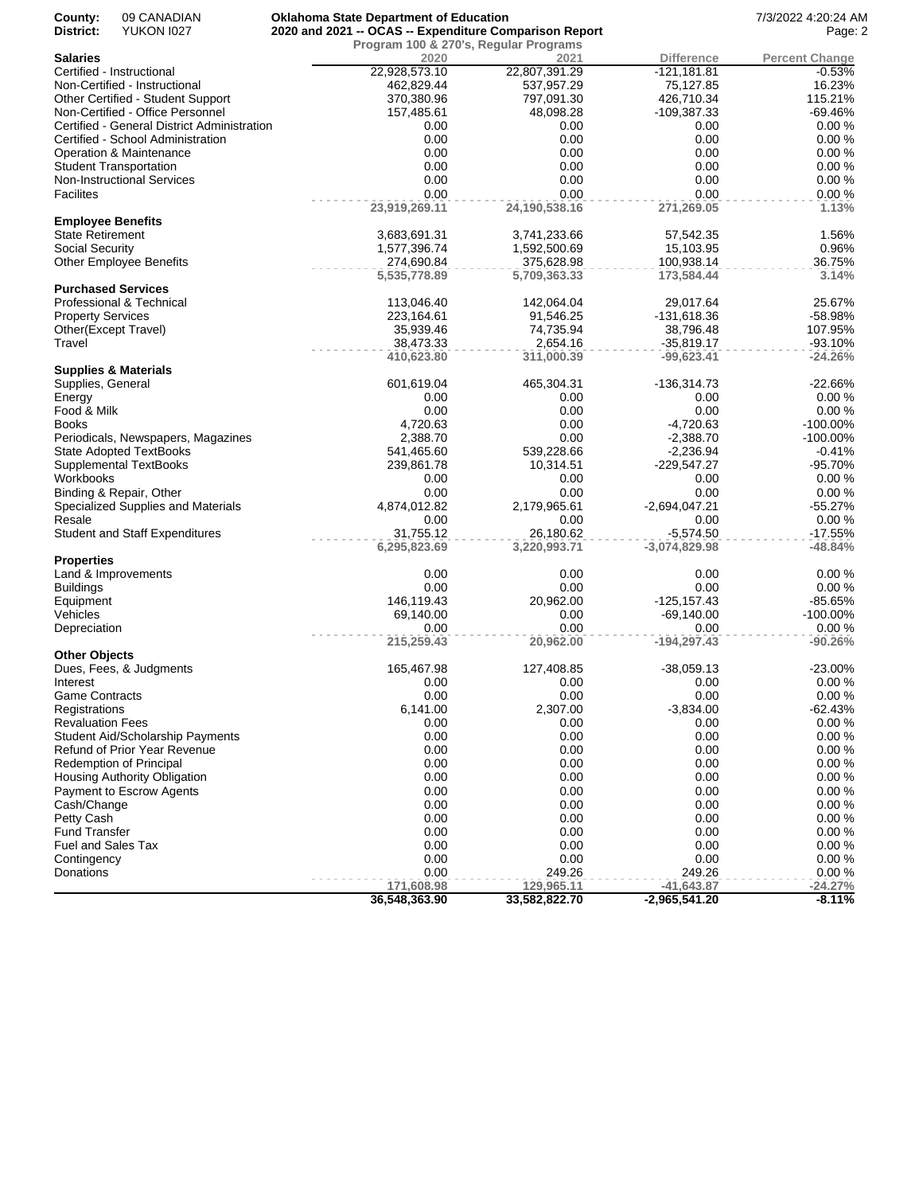**County:** 09 CANADIAN
**District:** YUKON I027

**Oklahoma State Department of Education**
**2020 and 2021 -- OCAS -- Expenditure Comparison Report**
**Program 100 & 270's, Regular Programs**

7/3/2022 4:20:24 AM

| Salaries | 2020 | 2021 | Difference | Percent Change |
|---|---|---|---|---|
| Certified - Instructional | 22,928,573.10 | 22,807,391.29 | -121,181.81 | -0.53% |
| Non-Certified - Instructional | 462,829.44 | 537,957.29 | 75,127.85 | 16.23% |
| Other Certified - Student Support | 370,380.96 | 797,091.30 | 426,710.34 | 115.21% |
| Non-Certified - Office Personnel | 157,485.61 | 48,098.28 | -109,387.33 | -69.46% |
| Certified - General District Administration | 0.00 | 0.00 | 0.00 | 0.00 % |
| Certified - School Administration | 0.00 | 0.00 | 0.00 | 0.00 % |
| Operation & Maintenance | 0.00 | 0.00 | 0.00 | 0.00 % |
| Student Transportation | 0.00 | 0.00 | 0.00 | 0.00 % |
| Non-Instructional Services | 0.00 | 0.00 | 0.00 | 0.00 % |
| Facilites | 0.00 | 0.00 | 0.00 | 0.00 % |
| | **23,919,269.11** | **24,190,538.16** | **271,269.05** | **1.13%** |
| **Employee Benefits** | | | | |
| State Retirement | 3,683,691.31 | 3,741,233.66 | 57,542.35 | 1.56% |
| Social Security | 1,577,396.74 | 1,592,500.69 | 15,103.95 | 0.96% |
| Other Employee Benefits | 274,690.84 | 375,628.98 | 100,938.14 | 36.75% |
| | **5,535,778.89** | **5,709,363.33** | **173,584.44** | **3.14%** |
| **Purchased Services** | | | | |
| Professional & Technical | 113,046.40 | 142,064.04 | 29,017.64 | 25.67% |
| Property Services | 223,164.61 | 91,546.25 | -131,618.36 | -58.98% |
| Other(Except Travel) | 35,939.46 | 74,735.94 | 38,796.48 | 107.95% |
| Travel | 38,473.33 | 2,654.16 | -35,819.17 | -93.10% |
| | **410,623.80** | **311,000.39** | **-99,623.41** | **-24.26%** |
| **Supplies & Materials** | | | | |
| Supplies, General | 601,619.04 | 465,304.31 | -136,314.73 | -22.66% |
| Energy | 0.00 | 0.00 | 0.00 | 0.00 % |
| Food & Milk | 0.00 | 0.00 | 0.00 | 0.00 % |
| Books | 4,720.63 | 0.00 | -4,720.63 | -100.00% |
| Periodicals, Newspapers, Magazines | 2,388.70 | 0.00 | -2,388.70 | -100.00% |
| State Adopted TextBooks | 541,465.60 | 539,228.66 | -2,236.94 | -0.41% |
| Supplemental TextBooks | 239,861.78 | 10,314.51 | -229,547.27 | -95.70% |
| Workbooks | 0.00 | 0.00 | 0.00 | 0.00 % |
| Binding & Repair, Other | 0.00 | 0.00 | 0.00 | 0.00 % |
| Specialized Supplies and Materials | 4,874,012.82 | 2,179,965.61 | -2,694,047.21 | -55.27% |
| Resale | 0.00 | 0.00 | 0.00 | 0.00 % |
| Student and Staff Expenditures | 31,755.12 | 26,180.62 | -5,574.50 | -17.55% |
| | **6,295,823.69** | **3,220,993.71** | **-3,074,829.98** | **-48.84%** |
| **Properties** | | | | |
| Land & Improvements | 0.00 | 0.00 | 0.00 | 0.00 % |
| Buildings | 0.00 | 0.00 | 0.00 | 0.00 % |
| Equipment | 146,119.43 | 20,962.00 | -125,157.43 | -85.65% |
| Vehicles | 69,140.00 | 0.00 | -69,140.00 | -100.00% |
| Depreciation | 0.00 | 0.00 | 0.00 | 0.00 % |
| | **215,259.43** | **20,962.00** | **-194,297.43** | **-90.26%** |
| **Other Objects** | | | | |
| Dues, Fees, & Judgments | 165,467.98 | 127,408.85 | -38,059.13 | -23.00% |
| Interest | 0.00 | 0.00 | 0.00 | 0.00 % |
| Game Contracts | 0.00 | 0.00 | 0.00 | 0.00 % |
| Registrations | 6,141.00 | 2,307.00 | -3,834.00 | -62.43% |
| Revaluation Fees | 0.00 | 0.00 | 0.00 | 0.00 % |
| Student Aid/Scholarship Payments | 0.00 | 0.00 | 0.00 | 0.00 % |
| Refund of Prior Year Revenue | 0.00 | 0.00 | 0.00 | 0.00 % |
| Redemption of Principal | 0.00 | 0.00 | 0.00 | 0.00 % |
| Housing Authority Obligation | 0.00 | 0.00 | 0.00 | 0.00 % |
| Payment to Escrow Agents | 0.00 | 0.00 | 0.00 | 0.00 % |
| Cash/Change | 0.00 | 0.00 | 0.00 | 0.00 % |
| Petty Cash | 0.00 | 0.00 | 0.00 | 0.00 % |
| Fund Transfer | 0.00 | 0.00 | 0.00 | 0.00 % |
| Fuel and Sales Tax | 0.00 | 0.00 | 0.00 | 0.00 % |
| Contingency | 0.00 | 0.00 | 0.00 | 0.00 % |
| Donations | 0.00 | 249.26 | 249.26 | 0.00 % |
| | **171,608.98** | **129,965.11** | **-41,643.87** | **-24.27%** |
| | **36,548,363.90** | **33,582,822.70** | **-2,965,541.20** | **-8.11%** |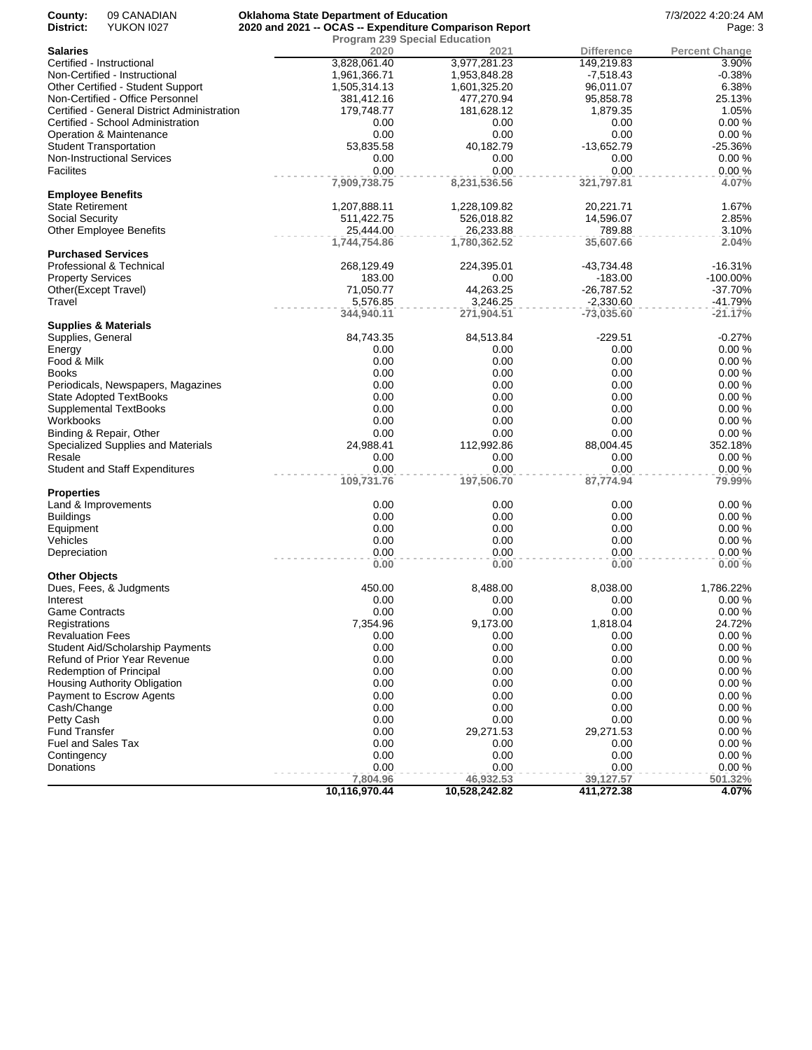County: 09 CANADIAN
District: YUKON I027

**Oklahoma State Department of Education**
**2020 and 2021 -- OCAS -- Expenditure Comparison Report**

7/3/2022 4:20:24 AM

**Program 239 Special Education**

| **Salaries** | 2020 | 2021 | Difference | Percent Change |
|---|---|---|---|---|
| Certified - Instructional | 3,828,061.40 | 3,977,281.23 | 149,219.83 | 3.90% |
| Non-Certified - Instructional | 1,961,366.71 | 1,953,848.28 | -7,518.43 | -0.38% |
| Other Certified - Student Support | 1,505,314.13 | 1,601,325.20 | 96,011.07 | 6.38% |
| Non-Certified - Office Personnel | 381,412.16 | 477,270.94 | 95,858.78 | 25.13% |
| Certified - General District Administration | 179,748.77 | 181,628.12 | 1,879.35 | 1.05% |
| Certified - School Administration | 0.00 | 0.00 | 0.00 | 0.00 % |
| Operation & Maintenance | 0.00 | 0.00 | 0.00 | 0.00 % |
| Student Transportation | 53,835.58 | 40,182.79 | -13,652.79 | -25.36% |
| Non-Instructional Services | 0.00 | 0.00 | 0.00 | 0.00 % |
| Facilites | 0.00 | 0.00 | 0.00 | 0.00 % |
| | **7,909,738.75** | **8,231,536.56** | **321,797.81** | **4.07%** |
| **Employee Benefits** | | | | |
| State Retirement | 1,207,888.11 | 1,228,109.82 | 20,221.71 | 1.67% |
| Social Security | 511,422.75 | 526,018.82 | 14,596.07 | 2.85% |
| Other Employee Benefits | 25,444.00 | 26,233.88 | 789.88 | 3.10% |
| | **1,744,754.86** | **1,780,362.52** | **35,607.66** | **2.04%** |
| **Purchased Services** | | | | |
| Professional & Technical | 268,129.49 | 224,395.01 | -43,734.48 | -16.31% |
| Property Services | 183.00 | 0.00 | -183.00 | -100.00% |
| Other(Except Travel) | 71,050.77 | 44,263.25 | -26,787.52 | -37.70% |
| Travel | 5,576.85 | 3,246.25 | -2,330.60 | -41.79% |
| | **344,940.11** | **271,904.51** | **-73,035.60** | **-21.17%** |
| **Supplies & Materials** | | | | |
| Supplies, General | 84,743.35 | 84,513.84 | -229.51 | -0.27% |
| Energy | 0.00 | 0.00 | 0.00 | 0.00 % |
| Food & Milk | 0.00 | 0.00 | 0.00 | 0.00 % |
| Books | 0.00 | 0.00 | 0.00 | 0.00 % |
| Periodicals, Newspapers, Magazines | 0.00 | 0.00 | 0.00 | 0.00 % |
| State Adopted TextBooks | 0.00 | 0.00 | 0.00 | 0.00 % |
| Supplemental TextBooks | 0.00 | 0.00 | 0.00 | 0.00 % |
| Workbooks | 0.00 | 0.00 | 0.00 | 0.00 % |
| Binding & Repair, Other | 0.00 | 0.00 | 0.00 | 0.00 % |
| Specialized Supplies and Materials | 24,988.41 | 112,992.86 | 88,004.45 | 352.18% |
| Resale | 0.00 | 0.00 | 0.00 | 0.00 % |
| Student and Staff Expenditures | 0.00 | 0.00 | 0.00 | 0.00 % |
| | **109,731.76** | **197,506.70** | **87,774.94** | **79.99%** |
| **Properties** | | | | |
| Land & Improvements | 0.00 | 0.00 | 0.00 | 0.00 % |
| Buildings | 0.00 | 0.00 | 0.00 | 0.00 % |
| Equipment | 0.00 | 0.00 | 0.00 | 0.00 % |
| Vehicles | 0.00 | 0.00 | 0.00 | 0.00 % |
| Depreciation | 0.00 | 0.00 | 0.00 | 0.00 % |
| | **0.00** | **0.00** | **0.00** | **0.00 %** |
| **Other Objects** | | | | |
| Dues, Fees, & Judgments | 450.00 | 8,488.00 | 8,038.00 | 1,786.22% |
| Interest | 0.00 | 0.00 | 0.00 | 0.00 % |
| Game Contracts | 0.00 | 0.00 | 0.00 | 0.00 % |
| Registrations | 7,354.96 | 9,173.00 | 1,818.04 | 24.72% |
| Revaluation Fees | 0.00 | 0.00 | 0.00 | 0.00 % |
| Student Aid/Scholarship Payments | 0.00 | 0.00 | 0.00 | 0.00 % |
| Refund of Prior Year Revenue | 0.00 | 0.00 | 0.00 | 0.00 % |
| Redemption of Principal | 0.00 | 0.00 | 0.00 | 0.00 % |
| Housing Authority Obligation | 0.00 | 0.00 | 0.00 | 0.00 % |
| Payment to Escrow Agents | 0.00 | 0.00 | 0.00 | 0.00 % |
| Cash/Change | 0.00 | 0.00 | 0.00 | 0.00 % |
| Petty Cash | 0.00 | 0.00 | 0.00 | 0.00 % |
| Fund Transfer | 0.00 | 29,271.53 | 29,271.53 | 0.00 % |
| Fuel and Sales Tax | 0.00 | 0.00 | 0.00 | 0.00 % |
| Contingency | 0.00 | 0.00 | 0.00 | 0.00 % |
| Donations | 0.00 | 0.00 | 0.00 | 0.00 % |
| | **7,804.96** | **46,932.53** | **39,127.57** | **501.32%** |
| | **10,116,970.44** | **10,528,242.82** | **411,272.38** | **4.07%** |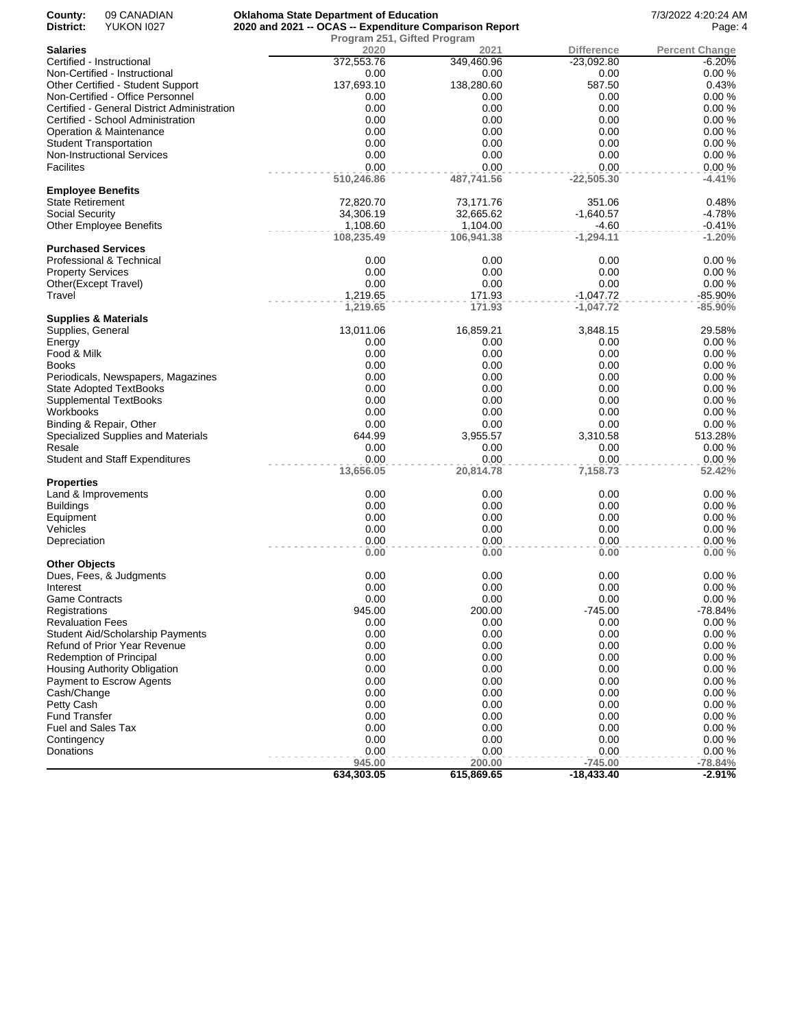**County:** 09 CANADIAN
**District:** YUKON I027

**Oklahoma State Department of Education**
**2020 and 2021 -- OCAS -- Expenditure Comparison Report**
**Program 251, Gifted Program**

7/3/2022 4:20:24 AM

| **Salaries** | 2020 | 2021 | Difference | Percent Change |
|---|---|---|---|---|
| Certified - Instructional | 372,553.76 | 349,460.96 | -23,092.80 | -6.20% |
| Non-Certified - Instructional | 0.00 | 0.00 | 0.00 | 0.00 % |
| Other Certified - Student Support | 137,693.10 | 138,280.60 | 587.50 | 0.43% |
| Non-Certified - Office Personnel | 0.00 | 0.00 | 0.00 | 0.00 % |
| Certified - General District Administration | 0.00 | 0.00 | 0.00 | 0.00 % |
| Certified - School Administration | 0.00 | 0.00 | 0.00 | 0.00 % |
| Operation & Maintenance | 0.00 | 0.00 | 0.00 | 0.00 % |
| Student Transportation | 0.00 | 0.00 | 0.00 | 0.00 % |
| Non-Instructional Services | 0.00 | 0.00 | 0.00 | 0.00 % |
| Facilites | 0.00 | 0.00 | 0.00 | 0.00 % |
| | **510,246.86** | **487,741.56** | **-22,505.30** | **-4.41%** |
| **Employee Benefits** | | | | |
| State Retirement | 72,820.70 | 73,171.76 | 351.06 | 0.48% |
| Social Security | 34,306.19 | 32,665.62 | -1,640.57 | -4.78% |
| Other Employee Benefits | 1,108.60 | 1,104.00 | -4.60 | -0.41% |
| | **108,235.49** | **106,941.38** | **-1,294.11** | **-1.20%** |
| **Purchased Services** | | | | |
| Professional & Technical | 0.00 | 0.00 | 0.00 | 0.00 % |
| Property Services | 0.00 | 0.00 | 0.00 | 0.00 % |
| Other(Except Travel) | 0.00 | 0.00 | 0.00 | 0.00 % |
| Travel | 1,219.65 | 171.93 | -1,047.72 | -85.90% |
| | **1,219.65** | **171.93** | **-1,047.72** | **-85.90%** |
| **Supplies & Materials** | | | | |
| Supplies, General | 13,011.06 | 16,859.21 | 3,848.15 | 29.58% |
| Energy | 0.00 | 0.00 | 0.00 | 0.00 % |
| Food & Milk | 0.00 | 0.00 | 0.00 | 0.00 % |
| Books | 0.00 | 0.00 | 0.00 | 0.00 % |
| Periodicals, Newspapers, Magazines | 0.00 | 0.00 | 0.00 | 0.00 % |
| State Adopted TextBooks | 0.00 | 0.00 | 0.00 | 0.00 % |
| Supplemental TextBooks | 0.00 | 0.00 | 0.00 | 0.00 % |
| Workbooks | 0.00 | 0.00 | 0.00 | 0.00 % |
| Binding & Repair, Other | 0.00 | 0.00 | 0.00 | 0.00 % |
| Specialized Supplies and Materials | 644.99 | 3,955.57 | 3,310.58 | 513.28% |
| Resale | 0.00 | 0.00 | 0.00 | 0.00 % |
| Student and Staff Expenditures | 0.00 | 0.00 | 0.00 | 0.00 % |
| | **13,656.05** | **20,814.78** | **7,158.73** | **52.42%** |
| **Properties** | | | | |
| Land & Improvements | 0.00 | 0.00 | 0.00 | 0.00 % |
| Buildings | 0.00 | 0.00 | 0.00 | 0.00 % |
| Equipment | 0.00 | 0.00 | 0.00 | 0.00 % |
| Vehicles | 0.00 | 0.00 | 0.00 | 0.00 % |
| Depreciation | 0.00 | 0.00 | 0.00 | 0.00 % |
| | **0.00** | **0.00** | **0.00** | **0.00 %** |
| **Other Objects** | | | | |
| Dues, Fees, & Judgments | 0.00 | 0.00 | 0.00 | 0.00 % |
| Interest | 0.00 | 0.00 | 0.00 | 0.00 % |
| Game Contracts | 0.00 | 0.00 | 0.00 | 0.00 % |
| Registrations | 945.00 | 200.00 | -745.00 | -78.84% |
| Revaluation Fees | 0.00 | 0.00 | 0.00 | 0.00 % |
| Student Aid/Scholarship Payments | 0.00 | 0.00 | 0.00 | 0.00 % |
| Refund of Prior Year Revenue | 0.00 | 0.00 | 0.00 | 0.00 % |
| Redemption of Principal | 0.00 | 0.00 | 0.00 | 0.00 % |
| Housing Authority Obligation | 0.00 | 0.00 | 0.00 | 0.00 % |
| Payment to Escrow Agents | 0.00 | 0.00 | 0.00 | 0.00 % |
| Cash/Change | 0.00 | 0.00 | 0.00 | 0.00 % |
| Petty Cash | 0.00 | 0.00 | 0.00 | 0.00 % |
| Fund Transfer | 0.00 | 0.00 | 0.00 | 0.00 % |
| Fuel and Sales Tax | 0.00 | 0.00 | 0.00 | 0.00 % |
| Contingency | 0.00 | 0.00 | 0.00 | 0.00 % |
| Donations | 0.00 | 0.00 | 0.00 | 0.00 % |
| | **945.00** | **200.00** | **-745.00** | **-78.84%** |
| | **634,303.05** | **615,869.65** | **-18,433.40** | **-2.91%** |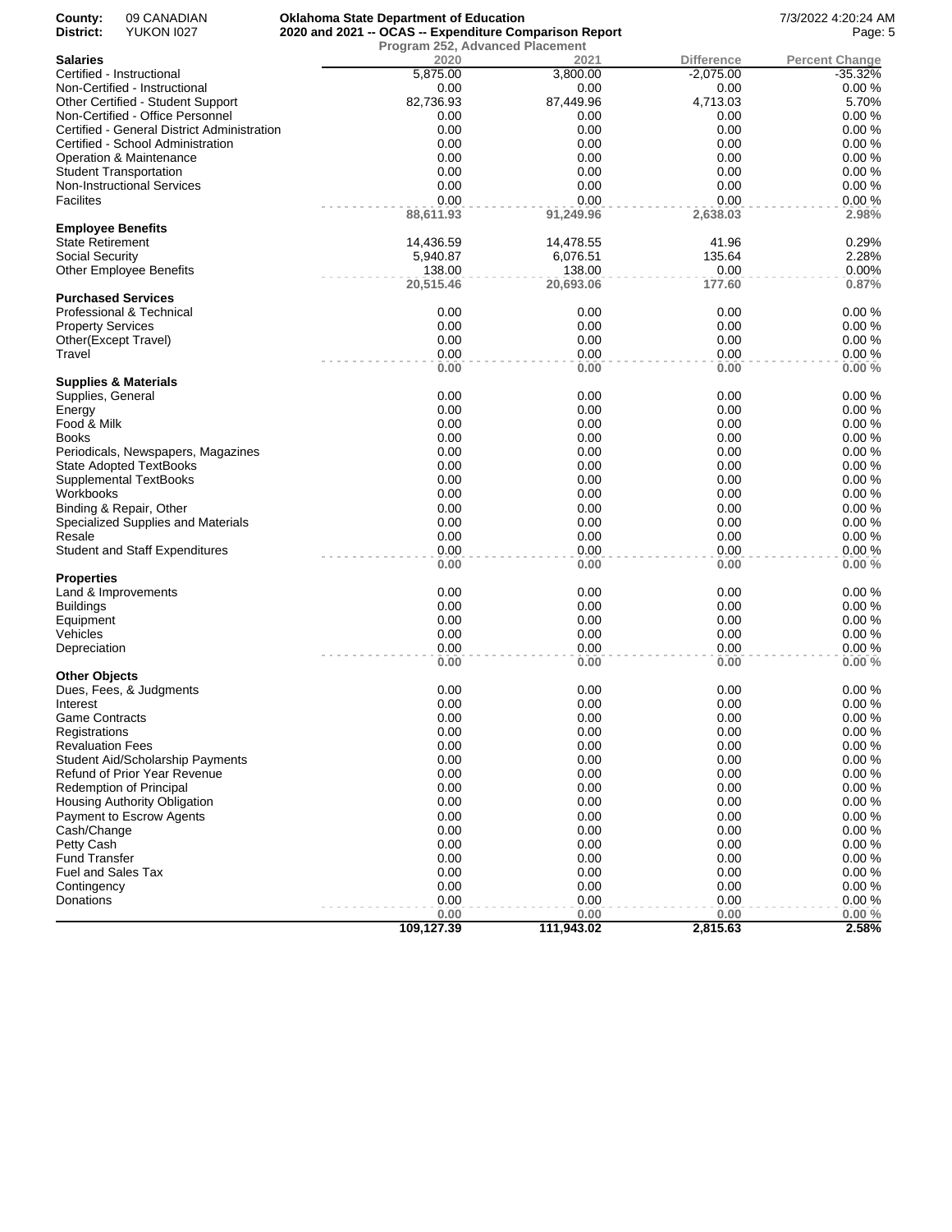**County:** 09 CANADIAN
**District:** YUKON I027

**Oklahoma State Department of Education**
**2020 and 2021 -- OCAS -- Expenditure Comparison Report**
**Program 252, Advanced Placement**

7/3/2022 4:20:24 AM

| **Salaries** | 2020 | 2021 | Difference | Percent Change |
|---|---|---|---|---|
| Certified - Instructional | 5,875.00 | 3,800.00 | -2,075.00 | -35.32% |
| Non-Certified - Instructional | 0.00 | 0.00 | 0.00 | 0.00 % |
| Other Certified - Student Support | 82,736.93 | 87,449.96 | 4,713.03 | 5.70% |
| Non-Certified - Office Personnel | 0.00 | 0.00 | 0.00 | 0.00 % |
| Certified - General District Administration | 0.00 | 0.00 | 0.00 | 0.00 % |
| Certified - School Administration | 0.00 | 0.00 | 0.00 | 0.00 % |
| Operation & Maintenance | 0.00 | 0.00 | 0.00 | 0.00 % |
| Student Transportation | 0.00 | 0.00 | 0.00 | 0.00 % |
| Non-Instructional Services | 0.00 | 0.00 | 0.00 | 0.00 % |
| Facilites | 0.00 | 0.00 | 0.00 | 0.00 % |
| | **88,611.93** | **91,249.96** | **2,638.03** | **2.98%** |
| **Employee Benefits** | | | | |
| State Retirement | 14,436.59 | 14,478.55 | 41.96 | 0.29% |
| Social Security | 5,940.87 | 6,076.51 | 135.64 | 2.28% |
| Other Employee Benefits | 138.00 | 138.00 | 0.00 | 0.00% |
| | **20,515.46** | **20,693.06** | **177.60** | **0.87%** |
| **Purchased Services** | | | | |
| Professional & Technical | 0.00 | 0.00 | 0.00 | 0.00 % |
| Property Services | 0.00 | 0.00 | 0.00 | 0.00 % |
| Other(Except Travel) | 0.00 | 0.00 | 0.00 | 0.00 % |
| Travel | 0.00 | 0.00 | 0.00 | 0.00 % |
| | **0.00** | **0.00** | **0.00** | **0.00 %** |
| **Supplies & Materials** | | | | |
| Supplies, General | 0.00 | 0.00 | 0.00 | 0.00 % |
| Energy | 0.00 | 0.00 | 0.00 | 0.00 % |
| Food & Milk | 0.00 | 0.00 | 0.00 | 0.00 % |
| Books | 0.00 | 0.00 | 0.00 | 0.00 % |
| Periodicals, Newspapers, Magazines | 0.00 | 0.00 | 0.00 | 0.00 % |
| State Adopted TextBooks | 0.00 | 0.00 | 0.00 | 0.00 % |
| Supplemental TextBooks | 0.00 | 0.00 | 0.00 | 0.00 % |
| Workbooks | 0.00 | 0.00 | 0.00 | 0.00 % |
| Binding & Repair, Other | 0.00 | 0.00 | 0.00 | 0.00 % |
| Specialized Supplies and Materials | 0.00 | 0.00 | 0.00 | 0.00 % |
| Resale | 0.00 | 0.00 | 0.00 | 0.00 % |
| Student and Staff Expenditures | 0.00 | 0.00 | 0.00 | 0.00 % |
| | **0.00** | **0.00** | **0.00** | **0.00 %** |
| **Properties** | | | | |
| Land & Improvements | 0.00 | 0.00 | 0.00 | 0.00 % |
| Buildings | 0.00 | 0.00 | 0.00 | 0.00 % |
| Equipment | 0.00 | 0.00 | 0.00 | 0.00 % |
| Vehicles | 0.00 | 0.00 | 0.00 | 0.00 % |
| Depreciation | 0.00 | 0.00 | 0.00 | 0.00 % |
| | **0.00** | **0.00** | **0.00** | **0.00 %** |
| **Other Objects** | | | | |
| Dues, Fees, & Judgments | 0.00 | 0.00 | 0.00 | 0.00 % |
| Interest | 0.00 | 0.00 | 0.00 | 0.00 % |
| Game Contracts | 0.00 | 0.00 | 0.00 | 0.00 % |
| Registrations | 0.00 | 0.00 | 0.00 | 0.00 % |
| Revaluation Fees | 0.00 | 0.00 | 0.00 | 0.00 % |
| Student Aid/Scholarship Payments | 0.00 | 0.00 | 0.00 | 0.00 % |
| Refund of Prior Year Revenue | 0.00 | 0.00 | 0.00 | 0.00 % |
| Redemption of Principal | 0.00 | 0.00 | 0.00 | 0.00 % |
| Housing Authority Obligation | 0.00 | 0.00 | 0.00 | 0.00 % |
| Payment to Escrow Agents | 0.00 | 0.00 | 0.00 | 0.00 % |
| Cash/Change | 0.00 | 0.00 | 0.00 | 0.00 % |
| Petty Cash | 0.00 | 0.00 | 0.00 | 0.00 % |
| Fund Transfer | 0.00 | 0.00 | 0.00 | 0.00 % |
| Fuel and Sales Tax | 0.00 | 0.00 | 0.00 | 0.00 % |
| Contingency | 0.00 | 0.00 | 0.00 | 0.00 % |
| Donations | 0.00 | 0.00 | 0.00 | 0.00 % |
| | **0.00** | **0.00** | **0.00** | **0.00 %** |
| | **109,127.39** | **111,943.02** | **2,815.63** | **2.58%** |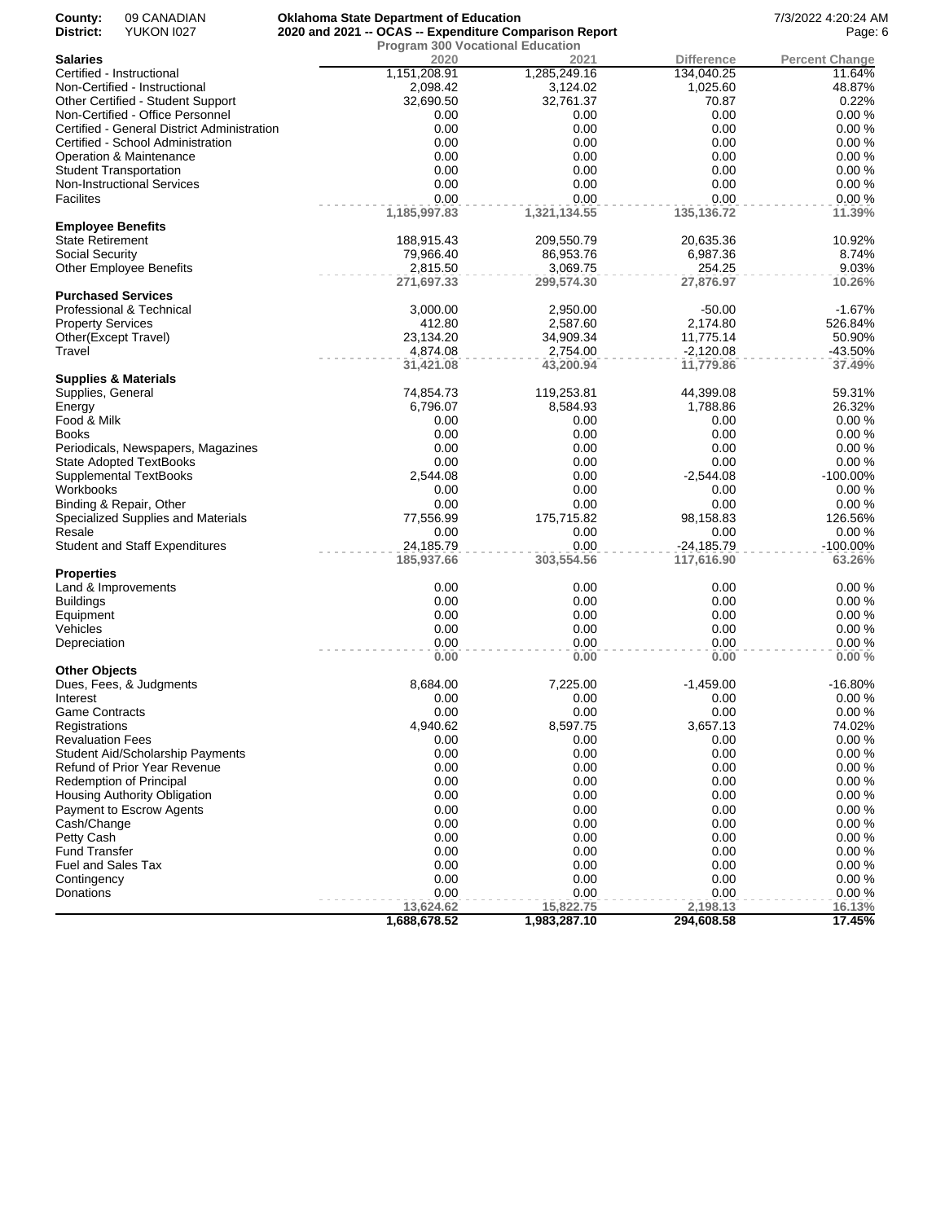County: 09 CANADIAN
District: YUKON I027

**Oklahoma State Department of Education**
**2020 and 2021 -- OCAS -- Expenditure Comparison Report**
**Program 300 Vocational Education**

7/3/2022 4:20:24 AM

| | 2020 | 2021 | Difference | Percent Change |
|---|---|---|---|---|
| **Salaries** | | | | |
| Certified - Instructional | 1,151,208.91 | 1,285,249.16 | 134,040.25 | 11.64% |
| Non-Certified - Instructional | 2,098.42 | 3,124.02 | 1,025.60 | 48.87% |
| Other Certified - Student Support | 32,690.50 | 32,761.37 | 70.87 | 0.22% |
| Non-Certified - Office Personnel | 0.00 | 0.00 | 0.00 | 0.00 % |
| Certified - General District Administration | 0.00 | 0.00 | 0.00 | 0.00 % |
| Certified - School Administration | 0.00 | 0.00 | 0.00 | 0.00 % |
| Operation & Maintenance | 0.00 | 0.00 | 0.00 | 0.00 % |
| Student Transportation | 0.00 | 0.00 | 0.00 | 0.00 % |
| Non-Instructional Services | 0.00 | 0.00 | 0.00 | 0.00 % |
| Facilites | 0.00 | 0.00 | 0.00 | 0.00 % |
| | **1,185,997.83** | **1,321,134.55** | **135,136.72** | **11.39%** |
| **Employee Benefits** | | | | |
| State Retirement | 188,915.43 | 209,550.79 | 20,635.36 | 10.92% |
| Social Security | 79,966.40 | 86,953.76 | 6,987.36 | 8.74% |
| Other Employee Benefits | 2,815.50 | 3,069.75 | 254.25 | 9.03% |
| | **271,697.33** | **299,574.30** | **27,876.97** | **10.26%** |
| **Purchased Services** | | | | |
| Professional & Technical | 3,000.00 | 2,950.00 | -50.00 | -1.67% |
| Property Services | 412.80 | 2,587.60 | 2,174.80 | 526.84% |
| Other(Except Travel) | 23,134.20 | 34,909.34 | 11,775.14 | 50.90% |
| Travel | 4,874.08 | 2,754.00 | -2,120.08 | -43.50% |
| | **31,421.08** | **43,200.94** | **11,779.86** | **37.49%** |
| **Supplies & Materials** | | | | |
| Supplies, General | 74,854.73 | 119,253.81 | 44,399.08 | 59.31% |
| Energy | 6,796.07 | 8,584.93 | 1,788.86 | 26.32% |
| Food & Milk | 0.00 | 0.00 | 0.00 | 0.00 % |
| Books | 0.00 | 0.00 | 0.00 | 0.00 % |
| Periodicals, Newspapers, Magazines | 0.00 | 0.00 | 0.00 | 0.00 % |
| State Adopted TextBooks | 0.00 | 0.00 | 0.00 | 0.00 % |
| Supplemental TextBooks | 2,544.08 | 0.00 | -2,544.08 | -100.00% |
| Workbooks | 0.00 | 0.00 | 0.00 | 0.00 % |
| Binding & Repair, Other | 0.00 | 0.00 | 0.00 | 0.00 % |
| Specialized Supplies and Materials | 77,556.99 | 175,715.82 | 98,158.83 | 126.56% |
| Resale | 0.00 | 0.00 | 0.00 | 0.00 % |
| Student and Staff Expenditures | 24,185.79 | 0.00 | -24,185.79 | -100.00% |
| | **185,937.66** | **303,554.56** | **117,616.90** | **63.26%** |
| **Properties** | | | | |
| Land & Improvements | 0.00 | 0.00 | 0.00 | 0.00 % |
| Buildings | 0.00 | 0.00 | 0.00 | 0.00 % |
| Equipment | 0.00 | 0.00 | 0.00 | 0.00 % |
| Vehicles | 0.00 | 0.00 | 0.00 | 0.00 % |
| Depreciation | 0.00 | 0.00 | 0.00 | 0.00 % |
| | **0.00** | **0.00** | **0.00** | **0.00 %** |
| **Other Objects** | | | | |
| Dues, Fees, & Judgments | 8,684.00 | 7,225.00 | -1,459.00 | -16.80% |
| Interest | 0.00 | 0.00 | 0.00 | 0.00 % |
| Game Contracts | 0.00 | 0.00 | 0.00 | 0.00 % |
| Registrations | 4,940.62 | 8,597.75 | 3,657.13 | 74.02% |
| Revaluation Fees | 0.00 | 0.00 | 0.00 | 0.00 % |
| Student Aid/Scholarship Payments | 0.00 | 0.00 | 0.00 | 0.00 % |
| Refund of Prior Year Revenue | 0.00 | 0.00 | 0.00 | 0.00 % |
| Redemption of Principal | 0.00 | 0.00 | 0.00 | 0.00 % |
| Housing Authority Obligation | 0.00 | 0.00 | 0.00 | 0.00 % |
| Payment to Escrow Agents | 0.00 | 0.00 | 0.00 | 0.00 % |
| Cash/Change | 0.00 | 0.00 | 0.00 | 0.00 % |
| Petty Cash | 0.00 | 0.00 | 0.00 | 0.00 % |
| Fund Transfer | 0.00 | 0.00 | 0.00 | 0.00 % |
| Fuel and Sales Tax | 0.00 | 0.00 | 0.00 | 0.00 % |
| Contingency | 0.00 | 0.00 | 0.00 | 0.00 % |
| Donations | 0.00 | 0.00 | 0.00 | 0.00 % |
| | **13,624.62** | **15,822.75** | **2,198.13** | **16.13%** |
| | **1,688,678.52** | **1,983,287.10** | **294,608.58** | **17.45%** |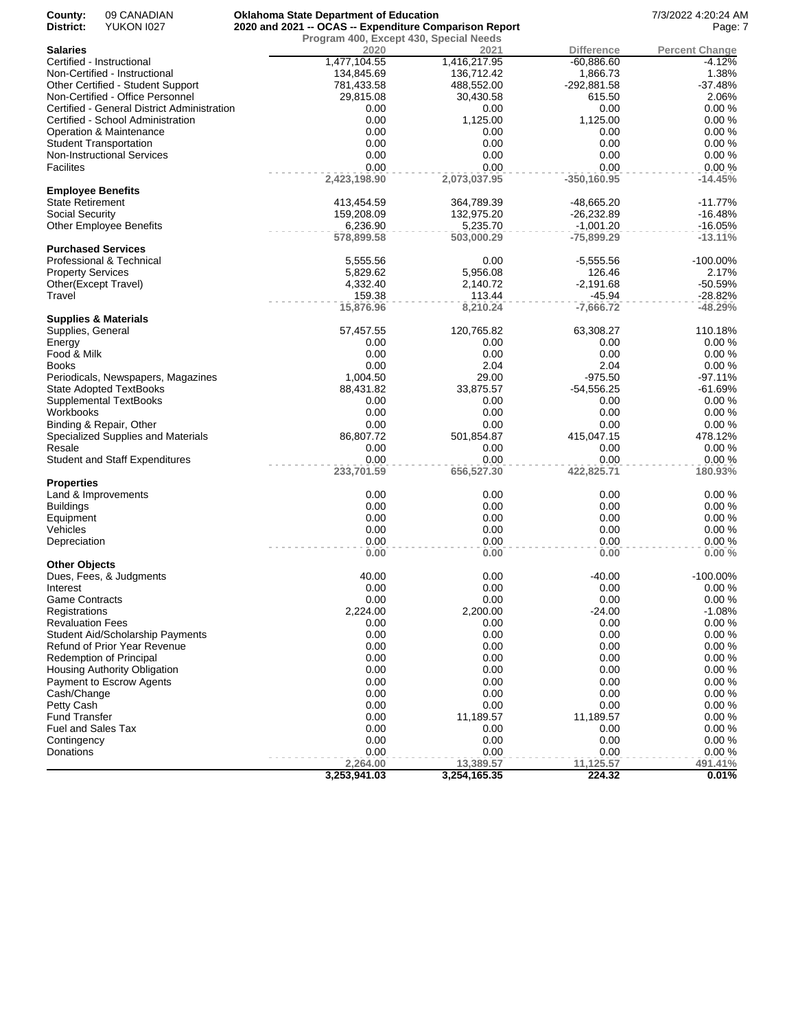**County:** 09 CANADIAN
**District:** YUKON I027

**Oklahoma State Department of Education**
**2020 and 2021 -- OCAS -- Expenditure Comparison Report**
**Program 400, Except 430, Special Needs**

7/3/2022 4:20:24 AM

| Salaries | 2020 | 2021 | Difference | Percent Change |
|---|---|---|---|---|
| Certified - Instructional | 1,477,104.55 | 1,416,217.95 | -60,886.60 | -4.12% |
| Non-Certified - Instructional | 134,845.69 | 136,712.42 | 1,866.73 | 1.38% |
| Other Certified - Student Support | 781,433.58 | 488,552.00 | -292,881.58 | -37.48% |
| Non-Certified - Office Personnel | 29,815.08 | 30,430.58 | 615.50 | 2.06% |
| Certified - General District Administration | 0.00 | 0.00 | 0.00 | 0.00 % |
| Certified - School Administration | 0.00 | 1,125.00 | 1,125.00 | 0.00 % |
| Operation & Maintenance | 0.00 | 0.00 | 0.00 | 0.00 % |
| Student Transportation | 0.00 | 0.00 | 0.00 | 0.00 % |
| Non-Instructional Services | 0.00 | 0.00 | 0.00 | 0.00 % |
| Facilites | 0.00 | 0.00 | 0.00 | 0.00 % |
| | **2,423,198.90** | **2,073,037.95** | **-350,160.95** | **-14.45%** |
| **Employee Benefits** | | | | |
| State Retirement | 413,454.59 | 364,789.39 | -48,665.20 | -11.77% |
| Social Security | 159,208.09 | 132,975.20 | -26,232.89 | -16.48% |
| Other Employee Benefits | 6,236.90 | 5,235.70 | -1,001.20 | -16.05% |
| | **578,899.58** | **503,000.29** | **-75,899.29** | **-13.11%** |
| **Purchased Services** | | | | |
| Professional & Technical | 5,555.56 | 0.00 | -5,555.56 | -100.00% |
| Property Services | 5,829.62 | 5,956.08 | 126.46 | 2.17% |
| Other(Except Travel) | 4,332.40 | 2,140.72 | -2,191.68 | -50.59% |
| Travel | 159.38 | 113.44 | -45.94 | -28.82% |
| | **15,876.96** | **8,210.24** | **-7,666.72** | **-48.29%** |
| **Supplies & Materials** | | | | |
| Supplies, General | 57,457.55 | 120,765.82 | 63,308.27 | 110.18% |
| Energy | 0.00 | 0.00 | 0.00 | 0.00 % |
| Food & Milk | 0.00 | 0.00 | 0.00 | 0.00 % |
| Books | 0.00 | 2.04 | 2.04 | 0.00 % |
| Periodicals, Newspapers, Magazines | 1,004.50 | 29.00 | -975.50 | -97.11% |
| State Adopted TextBooks | 88,431.82 | 33,875.57 | -54,556.25 | -61.69% |
| Supplemental TextBooks | 0.00 | 0.00 | 0.00 | 0.00 % |
| Workbooks | 0.00 | 0.00 | 0.00 | 0.00 % |
| Binding & Repair, Other | 0.00 | 0.00 | 0.00 | 0.00 % |
| Specialized Supplies and Materials | 86,807.72 | 501,854.87 | 415,047.15 | 478.12% |
| Resale | 0.00 | 0.00 | 0.00 | 0.00 % |
| Student and Staff Expenditures | 0.00 | 0.00 | 0.00 | 0.00 % |
| | **233,701.59** | **656,527.30** | **422,825.71** | **180.93%** |
| **Properties** | | | | |
| Land & Improvements | 0.00 | 0.00 | 0.00 | 0.00 % |
| Buildings | 0.00 | 0.00 | 0.00 | 0.00 % |
| Equipment | 0.00 | 0.00 | 0.00 | 0.00 % |
| Vehicles | 0.00 | 0.00 | 0.00 | 0.00 % |
| Depreciation | 0.00 | 0.00 | 0.00 | 0.00 % |
| | **0.00** | **0.00** | **0.00** | **0.00 %** |
| **Other Objects** | | | | |
| Dues, Fees, & Judgments | 40.00 | 0.00 | -40.00 | -100.00% |
| Interest | 0.00 | 0.00 | 0.00 | 0.00 % |
| Game Contracts | 0.00 | 0.00 | 0.00 | 0.00 % |
| Registrations | 2,224.00 | 2,200.00 | -24.00 | -1.08% |
| Revaluation Fees | 0.00 | 0.00 | 0.00 | 0.00 % |
| Student Aid/Scholarship Payments | 0.00 | 0.00 | 0.00 | 0.00 % |
| Refund of Prior Year Revenue | 0.00 | 0.00 | 0.00 | 0.00 % |
| Redemption of Principal | 0.00 | 0.00 | 0.00 | 0.00 % |
| Housing Authority Obligation | 0.00 | 0.00 | 0.00 | 0.00 % |
| Payment to Escrow Agents | 0.00 | 0.00 | 0.00 | 0.00 % |
| Cash/Change | 0.00 | 0.00 | 0.00 | 0.00 % |
| Petty Cash | 0.00 | 0.00 | 0.00 | 0.00 % |
| Fund Transfer | 0.00 | 11,189.57 | 11,189.57 | 0.00 % |
| Fuel and Sales Tax | 0.00 | 0.00 | 0.00 | 0.00 % |
| Contingency | 0.00 | 0.00 | 0.00 | 0.00 % |
| Donations | 0.00 | 0.00 | 0.00 | 0.00 % |
| | **2,264.00** | **13,389.57** | **11,125.57** | **491.41%** |
| | **3,253,941.03** | **3,254,165.35** | **224.32** | **0.01%** |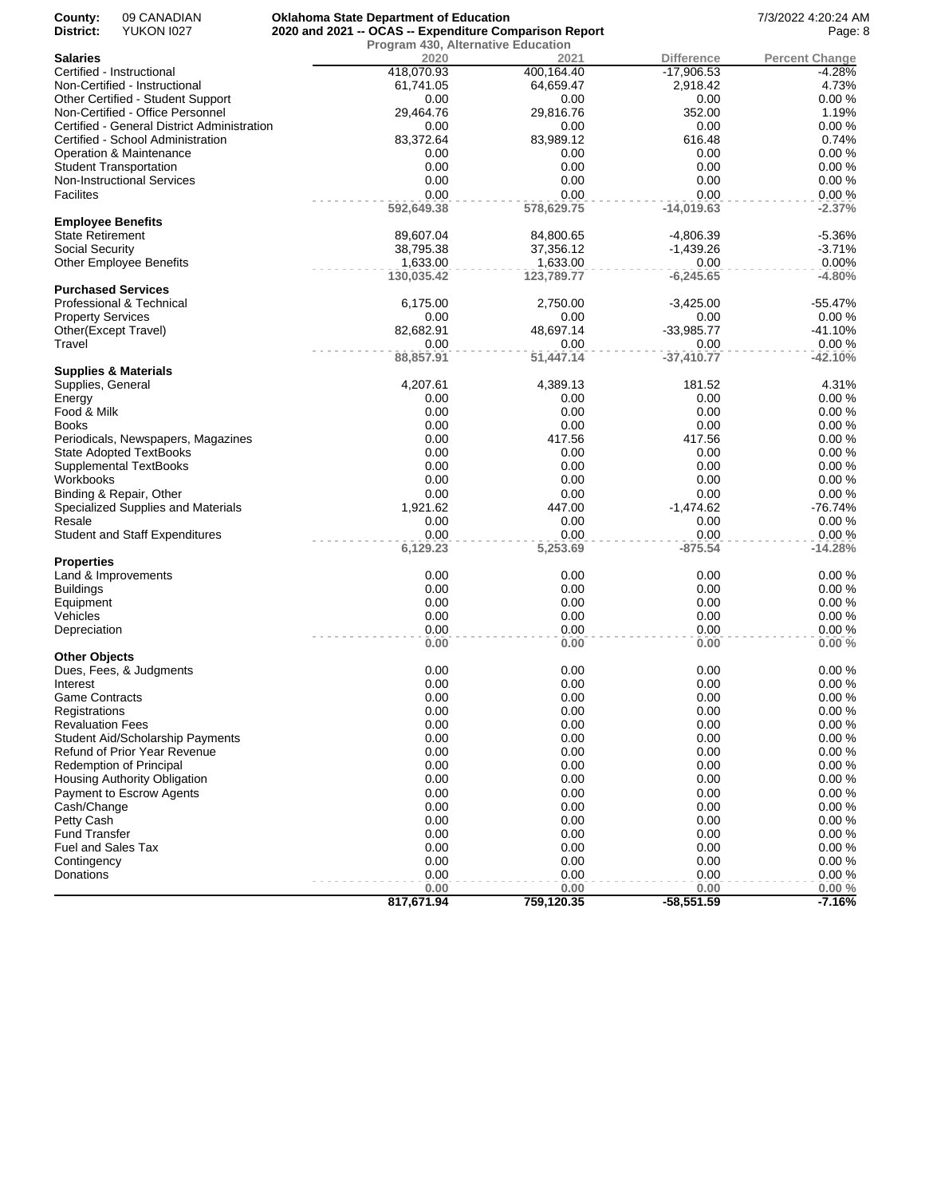County: 09 CANADIAN
District: YUKON I027

**Oklahoma State Department of Education**
**2020 and 2021 -- OCAS -- Expenditure Comparison Report**
**Program 430, Alternative Education**

7/3/2022 4:20:24 AM

| | 2020 | 2021 | Difference | Percent Change |
|---|---|---|---|---|
| **Salaries** | | | | |
| Certified - Instructional | 418,070.93 | 400,164.40 | -17,906.53 | -4.28% |
| Non-Certified - Instructional | 61,741.05 | 64,659.47 | 2,918.42 | 4.73% |
| Other Certified - Student Support | 0.00 | 0.00 | 0.00 | 0.00 % |
| Non-Certified - Office Personnel | 29,464.76 | 29,816.76 | 352.00 | 1.19% |
| Certified - General District Administration | 0.00 | 0.00 | 0.00 | 0.00 % |
| Certified - School Administration | 83,372.64 | 83,989.12 | 616.48 | 0.74% |
| Operation & Maintenance | 0.00 | 0.00 | 0.00 | 0.00 % |
| Student Transportation | 0.00 | 0.00 | 0.00 | 0.00 % |
| Non-Instructional Services | 0.00 | 0.00 | 0.00 | 0.00 % |
| Facilites | 0.00 | 0.00 | 0.00 | 0.00 % |
| | **592,649.38** | **578,629.75** | **-14,019.63** | **-2.37%** |
| **Employee Benefits** | | | | |
| State Retirement | 89,607.04 | 84,800.65 | -4,806.39 | -5.36% |
| Social Security | 38,795.38 | 37,356.12 | -1,439.26 | -3.71% |
| Other Employee Benefits | 1,633.00 | 1,633.00 | 0.00 | 0.00% |
| | **130,035.42** | **123,789.77** | **-6,245.65** | **-4.80%** |
| **Purchased Services** | | | | |
| Professional & Technical | 6,175.00 | 2,750.00 | -3,425.00 | -55.47% |
| Property Services | 0.00 | 0.00 | 0.00 | 0.00 % |
| Other(Except Travel) | 82,682.91 | 48,697.14 | -33,985.77 | -41.10% |
| Travel | 0.00 | 0.00 | 0.00 | 0.00 % |
| | **88,857.91** | **51,447.14** | **-37,410.77** | **-42.10%** |
| **Supplies & Materials** | | | | |
| Supplies, General | 4,207.61 | 4,389.13 | 181.52 | 4.31% |
| Energy | 0.00 | 0.00 | 0.00 | 0.00 % |
| Food & Milk | 0.00 | 0.00 | 0.00 | 0.00 % |
| Books | 0.00 | 0.00 | 0.00 | 0.00 % |
| Periodicals, Newspapers, Magazines | 0.00 | 417.56 | 417.56 | 0.00 % |
| State Adopted TextBooks | 0.00 | 0.00 | 0.00 | 0.00 % |
| Supplemental TextBooks | 0.00 | 0.00 | 0.00 | 0.00 % |
| Workbooks | 0.00 | 0.00 | 0.00 | 0.00 % |
| Binding & Repair, Other | 0.00 | 0.00 | 0.00 | 0.00 % |
| Specialized Supplies and Materials | 1,921.62 | 447.00 | -1,474.62 | -76.74% |
| Resale | 0.00 | 0.00 | 0.00 | 0.00 % |
| Student and Staff Expenditures | 0.00 | 0.00 | 0.00 | 0.00 % |
| | **6,129.23** | **5,253.69** | **-875.54** | **-14.28%** |
| **Properties** | | | | |
| Land & Improvements | 0.00 | 0.00 | 0.00 | 0.00 % |
| Buildings | 0.00 | 0.00 | 0.00 | 0.00 % |
| Equipment | 0.00 | 0.00 | 0.00 | 0.00 % |
| Vehicles | 0.00 | 0.00 | 0.00 | 0.00 % |
| Depreciation | 0.00 | 0.00 | 0.00 | 0.00 % |
| | **0.00** | **0.00** | **0.00** | **0.00 %** |
| **Other Objects** | | | | |
| Dues, Fees, & Judgments | 0.00 | 0.00 | 0.00 | 0.00 % |
| Interest | 0.00 | 0.00 | 0.00 | 0.00 % |
| Game Contracts | 0.00 | 0.00 | 0.00 | 0.00 % |
| Registrations | 0.00 | 0.00 | 0.00 | 0.00 % |
| Revaluation Fees | 0.00 | 0.00 | 0.00 | 0.00 % |
| Student Aid/Scholarship Payments | 0.00 | 0.00 | 0.00 | 0.00 % |
| Refund of Prior Year Revenue | 0.00 | 0.00 | 0.00 | 0.00 % |
| Redemption of Principal | 0.00 | 0.00 | 0.00 | 0.00 % |
| Housing Authority Obligation | 0.00 | 0.00 | 0.00 | 0.00 % |
| Payment to Escrow Agents | 0.00 | 0.00 | 0.00 | 0.00 % |
| Cash/Change | 0.00 | 0.00 | 0.00 | 0.00 % |
| Petty Cash | 0.00 | 0.00 | 0.00 | 0.00 % |
| Fund Transfer | 0.00 | 0.00 | 0.00 | 0.00 % |
| Fuel and Sales Tax | 0.00 | 0.00 | 0.00 | 0.00 % |
| Contingency | 0.00 | 0.00 | 0.00 | 0.00 % |
| Donations | 0.00 | 0.00 | 0.00 | 0.00 % |
| | **0.00** | **0.00** | **0.00** | **0.00 %** |
| | **817,671.94** | **759,120.35** | **-58,551.59** | **-7.16%** |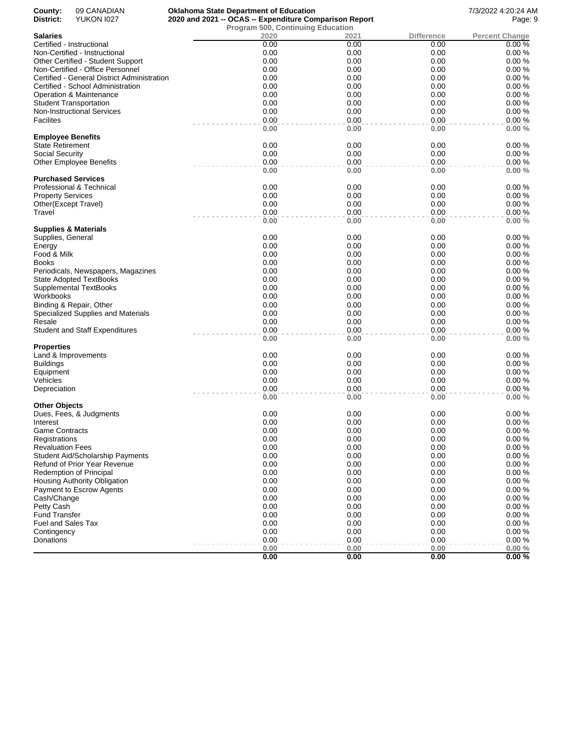County: 09 CANADIAN
District: YUKON I027

**Oklahoma State Department of Education**
**2020 and 2021 -- OCAS -- Expenditure Comparison Report**
Program 500, Continuing Education

7/3/2022 4:20:24 AM

| Salaries | 2020 | 2021 | Difference | Percent Change |
|---|---|---|---|---|
| Certified - Instructional | 0.00 | 0.00 | 0.00 | 0.00 % |
| Non-Certified - Instructional | 0.00 | 0.00 | 0.00 | 0.00 % |
| Other Certified - Student Support | 0.00 | 0.00 | 0.00 | 0.00 % |
| Non-Certified - Office Personnel | 0.00 | 0.00 | 0.00 | 0.00 % |
| Certified - General District Administration | 0.00 | 0.00 | 0.00 | 0.00 % |
| Certified - School Administration | 0.00 | 0.00 | 0.00 | 0.00 % |
| Operation & Maintenance | 0.00 | 0.00 | 0.00 | 0.00 % |
| Student Transportation | 0.00 | 0.00 | 0.00 | 0.00 % |
| Non-Instructional Services | 0.00 | 0.00 | 0.00 | 0.00 % |
| Facilites | 0.00 | 0.00 | 0.00 | 0.00 % |
| | **0.00** | **0.00** | **0.00** | **0.00 %** |
| **Employee Benefits** | | | | |
| State Retirement | 0.00 | 0.00 | 0.00 | 0.00 % |
| Social Security | 0.00 | 0.00 | 0.00 | 0.00 % |
| Other Employee Benefits | 0.00 | 0.00 | 0.00 | 0.00 % |
| | **0.00** | **0.00** | **0.00** | **0.00 %** |
| **Purchased Services** | | | | |
| Professional & Technical | 0.00 | 0.00 | 0.00 | 0.00 % |
| Property Services | 0.00 | 0.00 | 0.00 | 0.00 % |
| Other(Except Travel) | 0.00 | 0.00 | 0.00 | 0.00 % |
| Travel | 0.00 | 0.00 | 0.00 | 0.00 % |
| | **0.00** | **0.00** | **0.00** | **0.00 %** |
| **Supplies & Materials** | | | | |
| Supplies, General | 0.00 | 0.00 | 0.00 | 0.00 % |
| Energy | 0.00 | 0.00 | 0.00 | 0.00 % |
| Food & Milk | 0.00 | 0.00 | 0.00 | 0.00 % |
| Books | 0.00 | 0.00 | 0.00 | 0.00 % |
| Periodicals, Newspapers, Magazines | 0.00 | 0.00 | 0.00 | 0.00 % |
| State Adopted TextBooks | 0.00 | 0.00 | 0.00 | 0.00 % |
| Supplemental TextBooks | 0.00 | 0.00 | 0.00 | 0.00 % |
| Workbooks | 0.00 | 0.00 | 0.00 | 0.00 % |
| Binding & Repair, Other | 0.00 | 0.00 | 0.00 | 0.00 % |
| Specialized Supplies and Materials | 0.00 | 0.00 | 0.00 | 0.00 % |
| Resale | 0.00 | 0.00 | 0.00 | 0.00 % |
| Student and Staff Expenditures | 0.00 | 0.00 | 0.00 | 0.00 % |
| | **0.00** | **0.00** | **0.00** | **0.00 %** |
| **Properties** | | | | |
| Land & Improvements | 0.00 | 0.00 | 0.00 | 0.00 % |
| Buildings | 0.00 | 0.00 | 0.00 | 0.00 % |
| Equipment | 0.00 | 0.00 | 0.00 | 0.00 % |
| Vehicles | 0.00 | 0.00 | 0.00 | 0.00 % |
| Depreciation | 0.00 | 0.00 | 0.00 | 0.00 % |
| | **0.00** | **0.00** | **0.00** | **0.00 %** |
| **Other Objects** | | | | |
| Dues, Fees, & Judgments | 0.00 | 0.00 | 0.00 | 0.00 % |
| Interest | 0.00 | 0.00 | 0.00 | 0.00 % |
| Game Contracts | 0.00 | 0.00 | 0.00 | 0.00 % |
| Registrations | 0.00 | 0.00 | 0.00 | 0.00 % |
| Revaluation Fees | 0.00 | 0.00 | 0.00 | 0.00 % |
| Student Aid/Scholarship Payments | 0.00 | 0.00 | 0.00 | 0.00 % |
| Refund of Prior Year Revenue | 0.00 | 0.00 | 0.00 | 0.00 % |
| Redemption of Principal | 0.00 | 0.00 | 0.00 | 0.00 % |
| Housing Authority Obligation | 0.00 | 0.00 | 0.00 | 0.00 % |
| Payment to Escrow Agents | 0.00 | 0.00 | 0.00 | 0.00 % |
| Cash/Change | 0.00 | 0.00 | 0.00 | 0.00 % |
| Petty Cash | 0.00 | 0.00 | 0.00 | 0.00 % |
| Fund Transfer | 0.00 | 0.00 | 0.00 | 0.00 % |
| Fuel and Sales Tax | 0.00 | 0.00 | 0.00 | 0.00 % |
| Contingency | 0.00 | 0.00 | 0.00 | 0.00 % |
| Donations | 0.00 | 0.00 | 0.00 | 0.00 % |
| | **0.00** | **0.00** | **0.00** | **0.00 %** |
| | **0.00** | **0.00** | **0.00** | **0.00 %** |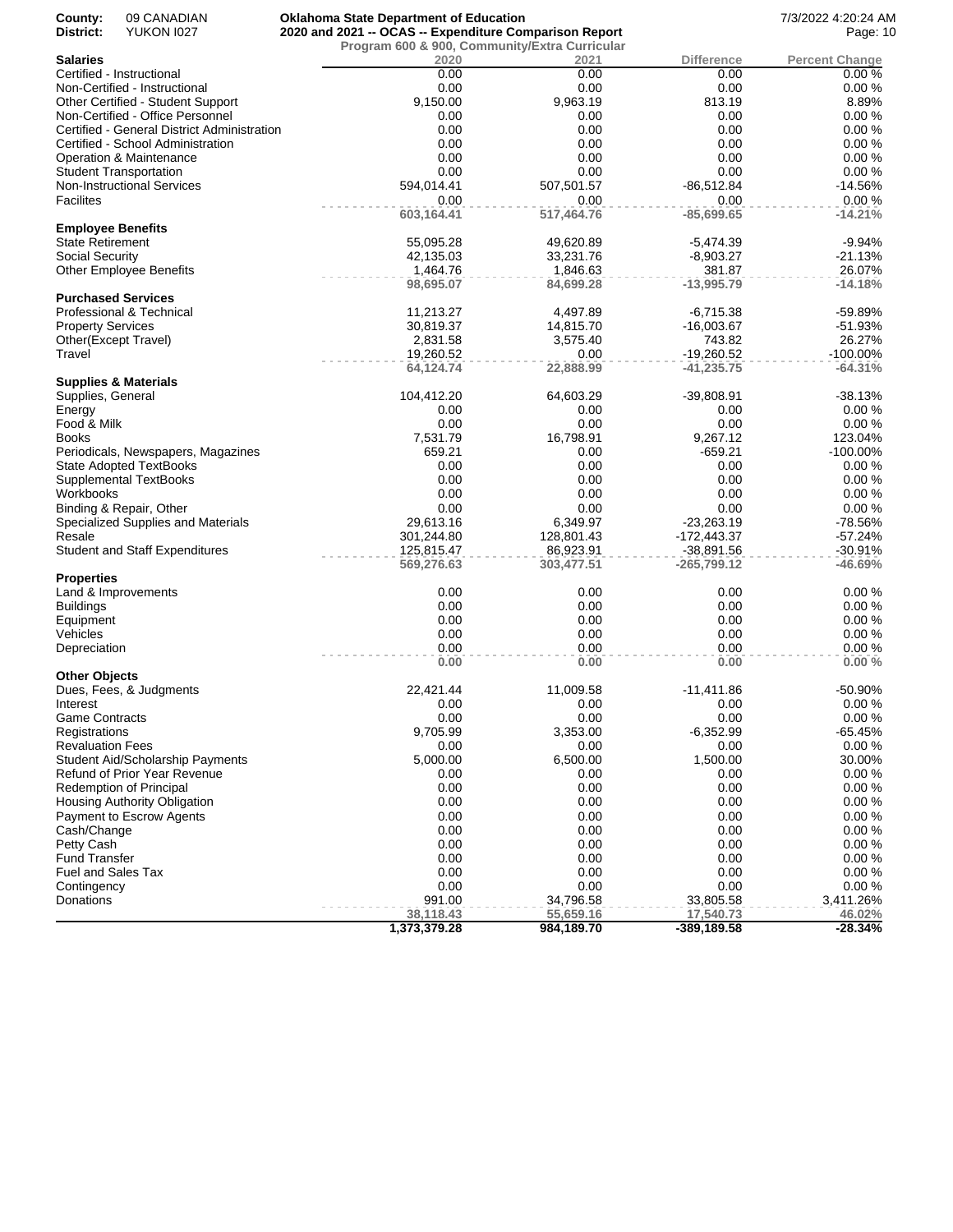**County:** 09 CANADIAN **Oklahoma State Department of Education** 7/3/2022 4:20:24 AM
**District:** YUKON I027 **2020 and 2021 -- OCAS -- Expenditure Comparison Report**

**Program 600 & 900, Community/Extra Curricular**

| **Salaries** | 2020 | 2021 | Difference | Percent Change |
|---|---|---|---|---|
| Certified - Instructional | 0.00 | 0.00 | 0.00 | 0.00 % |
| Non-Certified - Instructional | 0.00 | 0.00 | 0.00 | 0.00 % |
| Other Certified - Student Support | 9,150.00 | 9,963.19 | 813.19 | 8.89% |
| Non-Certified - Office Personnel | 0.00 | 0.00 | 0.00 | 0.00 % |
| Certified - General District Administration | 0.00 | 0.00 | 0.00 | 0.00 % |
| Certified - School Administration | 0.00 | 0.00 | 0.00 | 0.00 % |
| Operation & Maintenance | 0.00 | 0.00 | 0.00 | 0.00 % |
| Student Transportation | 0.00 | 0.00 | 0.00 | 0.00 % |
| Non-Instructional Services | 594,014.41 | 507,501.57 | -86,512.84 | -14.56% |
| Facilites | 0.00 | 0.00 | 0.00 | 0.00 % |
| | **603,164.41** | **517,464.76** | **-85,699.65** | **-14.21%** |
| **Employee Benefits** | | | | |
| State Retirement | 55,095.28 | 49,620.89 | -5,474.39 | -9.94% |
| Social Security | 42,135.03 | 33,231.76 | -8,903.27 | -21.13% |
| Other Employee Benefits | 1,464.76 | 1,846.63 | 381.87 | 26.07% |
| | **98,695.07** | **84,699.28** | **-13,995.79** | **-14.18%** |
| **Purchased Services** | | | | |
| Professional & Technical | 11,213.27 | 4,497.89 | -6,715.38 | -59.89% |
| Property Services | 30,819.37 | 14,815.70 | -16,003.67 | -51.93% |
| Other(Except Travel) | 2,831.58 | 3,575.40 | 743.82 | 26.27% |
| Travel | 19,260.52 | 0.00 | -19,260.52 | -100.00% |
| | **64,124.74** | **22,888.99** | **-41,235.75** | **-64.31%** |
| **Supplies & Materials** | | | | |
| Supplies, General | 104,412.20 | 64,603.29 | -39,808.91 | -38.13% |
| Energy | 0.00 | 0.00 | 0.00 | 0.00 % |
| Food & Milk | 0.00 | 0.00 | 0.00 | 0.00 % |
| Books | 7,531.79 | 16,798.91 | 9,267.12 | 123.04% |
| Periodicals, Newspapers, Magazines | 659.21 | 0.00 | -659.21 | -100.00% |
| State Adopted TextBooks | 0.00 | 0.00 | 0.00 | 0.00 % |
| Supplemental TextBooks | 0.00 | 0.00 | 0.00 | 0.00 % |
| Workbooks | 0.00 | 0.00 | 0.00 | 0.00 % |
| Binding & Repair, Other | 0.00 | 0.00 | 0.00 | 0.00 % |
| Specialized Supplies and Materials | 29,613.16 | 6,349.97 | -23,263.19 | -78.56% |
| Resale | 301,244.80 | 128,801.43 | -172,443.37 | -57.24% |
| Student and Staff Expenditures | 125,815.47 | 86,923.91 | -38,891.56 | -30.91% |
| | **569,276.63** | **303,477.51** | **-265,799.12** | **-46.69%** |
| **Properties** | | | | |
| Land & Improvements | 0.00 | 0.00 | 0.00 | 0.00 % |
| Buildings | 0.00 | 0.00 | 0.00 | 0.00 % |
| Equipment | 0.00 | 0.00 | 0.00 | 0.00 % |
| Vehicles | 0.00 | 0.00 | 0.00 | 0.00 % |
| Depreciation | 0.00 | 0.00 | 0.00 | 0.00 % |
| | **0.00** | **0.00** | **0.00** | **0.00 %** |
| **Other Objects** | | | | |
| Dues, Fees, & Judgments | 22,421.44 | 11,009.58 | -11,411.86 | -50.90% |
| Interest | 0.00 | 0.00 | 0.00 | 0.00 % |
| Game Contracts | 0.00 | 0.00 | 0.00 | 0.00 % |
| Registrations | 9,705.99 | 3,353.00 | -6,352.99 | -65.45% |
| Revaluation Fees | 0.00 | 0.00 | 0.00 | 0.00 % |
| Student Aid/Scholarship Payments | 5,000.00 | 6,500.00 | 1,500.00 | 30.00% |
| Refund of Prior Year Revenue | 0.00 | 0.00 | 0.00 | 0.00 % |
| Redemption of Principal | 0.00 | 0.00 | 0.00 | 0.00 % |
| Housing Authority Obligation | 0.00 | 0.00 | 0.00 | 0.00 % |
| Payment to Escrow Agents | 0.00 | 0.00 | 0.00 | 0.00 % |
| Cash/Change | 0.00 | 0.00 | 0.00 | 0.00 % |
| Petty Cash | 0.00 | 0.00 | 0.00 | 0.00 % |
| Fund Transfer | 0.00 | 0.00 | 0.00 | 0.00 % |
| Fuel and Sales Tax | 0.00 | 0.00 | 0.00 | 0.00 % |
| Contingency | 0.00 | 0.00 | 0.00 | 0.00 % |
| Donations | 991.00 | 34,796.58 | 33,805.58 | 3,411.26% |
| | **38,118.43** | **55,659.16** | **17,540.73** | **46.02%** |
| | **1,373,379.28** | **984,189.70** | **-389,189.58** | **-28.34%** |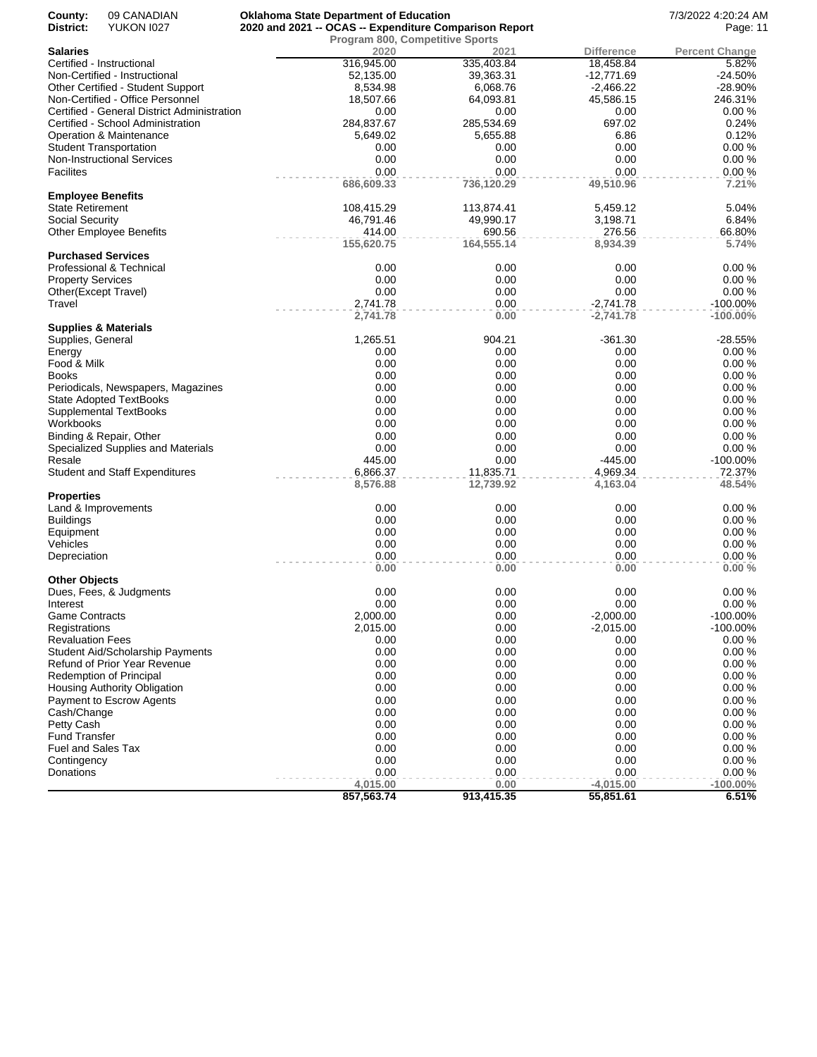**County:** 09 CANADIAN
**District:** YUKON I027

**Oklahoma State Department of Education**
**2020 and 2021 -- OCAS -- Expenditure Comparison Report**
**Program 800, Competitive Sports**

7/3/2022 4:20:24 AM

| Salaries | 2020 | 2021 | Difference | Percent Change |
|---|---|---|---|---|
| Certified - Instructional | 316,945.00 | 335,403.84 | 18,458.84 | 5.82% |
| Non-Certified - Instructional | 52,135.00 | 39,363.31 | -12,771.69 | -24.50% |
| Other Certified - Student Support | 8,534.98 | 6,068.76 | -2,466.22 | -28.90% |
| Non-Certified - Office Personnel | 18,507.66 | 64,093.81 | 45,586.15 | 246.31% |
| Certified - General District Administration | 0.00 | 0.00 | 0.00 | 0.00 % |
| Certified - School Administration | 284,837.67 | 285,534.69 | 697.02 | 0.24% |
| Operation & Maintenance | 5,649.02 | 5,655.88 | 6.86 | 0.12% |
| Student Transportation | 0.00 | 0.00 | 0.00 | 0.00 % |
| Non-Instructional Services | 0.00 | 0.00 | 0.00 | 0.00 % |
| Facilites | 0.00 | 0.00 | 0.00 | 0.00 % |
| | **686,609.33** | **736,120.29** | **49,510.96** | **7.21%** |
| **Employee Benefits** | | | | |
| State Retirement | 108,415.29 | 113,874.41 | 5,459.12 | 5.04% |
| Social Security | 46,791.46 | 49,990.17 | 3,198.71 | 6.84% |
| Other Employee Benefits | 414.00 | 690.56 | 276.56 | 66.80% |
| | **155,620.75** | **164,555.14** | **8,934.39** | **5.74%** |
| **Purchased Services** | | | | |
| Professional & Technical | 0.00 | 0.00 | 0.00 | 0.00 % |
| Property Services | 0.00 | 0.00 | 0.00 | 0.00 % |
| Other(Except Travel) | 0.00 | 0.00 | 0.00 | 0.00 % |
| Travel | 2,741.78 | 0.00 | -2,741.78 | -100.00% |
| | **2,741.78** | **0.00** | **-2,741.78** | **-100.00%** |
| **Supplies & Materials** | | | | |
| Supplies, General | 1,265.51 | 904.21 | -361.30 | -28.55% |
| Energy | 0.00 | 0.00 | 0.00 | 0.00 % |
| Food & Milk | 0.00 | 0.00 | 0.00 | 0.00 % |
| Books | 0.00 | 0.00 | 0.00 | 0.00 % |
| Periodicals, Newspapers, Magazines | 0.00 | 0.00 | 0.00 | 0.00 % |
| State Adopted TextBooks | 0.00 | 0.00 | 0.00 | 0.00 % |
| Supplemental TextBooks | 0.00 | 0.00 | 0.00 | 0.00 % |
| Workbooks | 0.00 | 0.00 | 0.00 | 0.00 % |
| Binding & Repair, Other | 0.00 | 0.00 | 0.00 | 0.00 % |
| Specialized Supplies and Materials | 0.00 | 0.00 | 0.00 | 0.00 % |
| Resale | 445.00 | 0.00 | -445.00 | -100.00% |
| Student and Staff Expenditures | 6,866.37 | 11,835.71 | 4,969.34 | 72.37% |
| | **8,576.88** | **12,739.92** | **4,163.04** | **48.54%** |
| **Properties** | | | | |
| Land & Improvements | 0.00 | 0.00 | 0.00 | 0.00 % |
| Buildings | 0.00 | 0.00 | 0.00 | 0.00 % |
| Equipment | 0.00 | 0.00 | 0.00 | 0.00 % |
| Vehicles | 0.00 | 0.00 | 0.00 | 0.00 % |
| Depreciation | 0.00 | 0.00 | 0.00 | 0.00 % |
| | **0.00** | **0.00** | **0.00** | **0.00 %** |
| **Other Objects** | | | | |
| Dues, Fees, & Judgments | 0.00 | 0.00 | 0.00 | 0.00 % |
| Interest | 0.00 | 0.00 | 0.00 | 0.00 % |
| Game Contracts | 2,000.00 | 0.00 | -2,000.00 | -100.00% |
| Registrations | 2,015.00 | 0.00 | -2,015.00 | -100.00% |
| Revaluation Fees | 0.00 | 0.00 | 0.00 | 0.00 % |
| Student Aid/Scholarship Payments | 0.00 | 0.00 | 0.00 | 0.00 % |
| Refund of Prior Year Revenue | 0.00 | 0.00 | 0.00 | 0.00 % |
| Redemption of Principal | 0.00 | 0.00 | 0.00 | 0.00 % |
| Housing Authority Obligation | 0.00 | 0.00 | 0.00 | 0.00 % |
| Payment to Escrow Agents | 0.00 | 0.00 | 0.00 | 0.00 % |
| Cash/Change | 0.00 | 0.00 | 0.00 | 0.00 % |
| Petty Cash | 0.00 | 0.00 | 0.00 | 0.00 % |
| Fund Transfer | 0.00 | 0.00 | 0.00 | 0.00 % |
| Fuel and Sales Tax | 0.00 | 0.00 | 0.00 | 0.00 % |
| Contingency | 0.00 | 0.00 | 0.00 | 0.00 % |
| Donations | 0.00 | 0.00 | 0.00 | 0.00 % |
| | **4,015.00** | **0.00** | **-4,015.00** | **-100.00%** |
| | **857,563.74** | **913,415.35** | **55,851.61** | **6.51%** |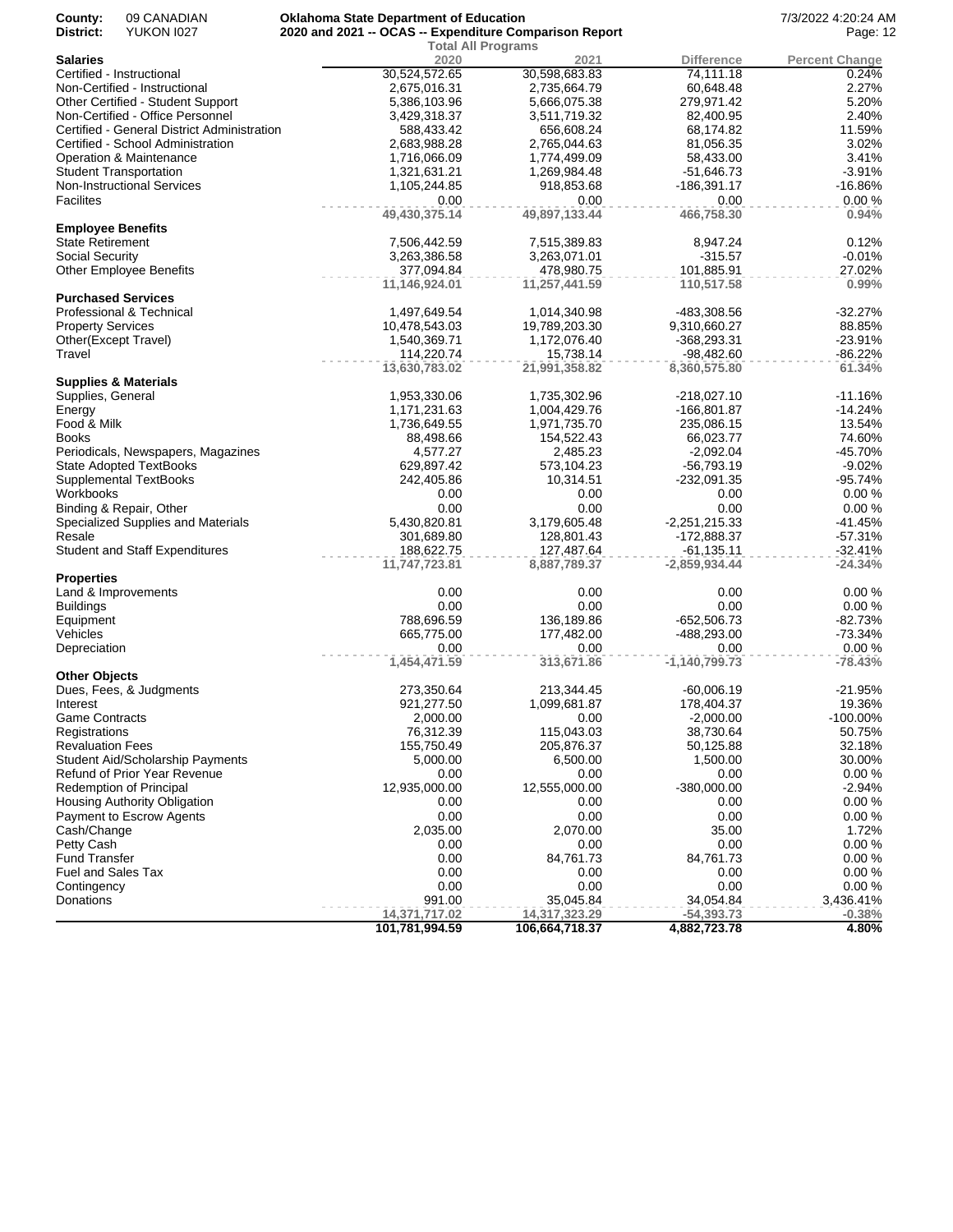County: 09 CANADIAN
District: YUKON I027

**Oklahoma State Department of Education**
**2020 and 2021 -- OCAS -- Expenditure Comparison Report**

7/3/2022 4:20:24 AM

Total All Programs

| | 2020 | 2021 | Difference | Percent Change |
|---|---|---|---|---|
| **Salaries** | | | | |
| Certified - Instructional | 30,524,572.65 | 30,598,683.83 | 74,111.18 | 0.24% |
| Non-Certified - Instructional | 2,675,016.31 | 2,735,664.79 | 60,648.48 | 2.27% |
| Other Certified - Student Support | 5,386,103.96 | 5,666,075.38 | 279,971.42 | 5.20% |
| Non-Certified - Office Personnel | 3,429,318.37 | 3,511,719.32 | 82,400.95 | 2.40% |
| Certified - General District Administration | 588,433.42 | 656,608.24 | 68,174.82 | 11.59% |
| Certified - School Administration | 2,683,988.28 | 2,765,044.63 | 81,056.35 | 3.02% |
| Operation & Maintenance | 1,716,066.09 | 1,774,499.09 | 58,433.00 | 3.41% |
| Student Transportation | 1,321,631.21 | 1,269,984.48 | -51,646.73 | -3.91% |
| Non-Instructional Services | 1,105,244.85 | 918,853.68 | -186,391.17 | -16.86% |
| Facilites | 0.00 | 0.00 | 0.00 | 0.00 % |
| | **49,430,375.14** | **49,897,133.44** | **466,758.30** | **0.94%** |
| **Employee Benefits** | | | | |
| State Retirement | 7,506,442.59 | 7,515,389.83 | 8,947.24 | 0.12% |
| Social Security | 3,263,386.58 | 3,263,071.01 | -315.57 | -0.01% |
| Other Employee Benefits | 377,094.84 | 478,980.75 | 101,885.91 | 27.02% |
| | **11,146,924.01** | **11,257,441.59** | **110,517.58** | **0.99%** |
| **Purchased Services** | | | | |
| Professional & Technical | 1,497,649.54 | 1,014,340.98 | -483,308.56 | -32.27% |
| Property Services | 10,478,543.03 | 19,789,203.30 | 9,310,660.27 | 88.85% |
| Other(Except Travel) | 1,540,369.71 | 1,172,076.40 | -368,293.31 | -23.91% |
| Travel | 114,220.74 | 15,738.14 | -98,482.60 | -86.22% |
| | **13,630,783.02** | **21,991,358.82** | **8,360,575.80** | **61.34%** |
| **Supplies & Materials** | | | | |
| Supplies, General | 1,953,330.06 | 1,735,302.96 | -218,027.10 | -11.16% |
| Energy | 1,171,231.63 | 1,004,429.76 | -166,801.87 | -14.24% |
| Food & Milk | 1,736,649.55 | 1,971,735.70 | 235,086.15 | 13.54% |
| Books | 88,498.66 | 154,522.43 | 66,023.77 | 74.60% |
| Periodicals, Newspapers, Magazines | 4,577.27 | 2,485.23 | -2,092.04 | -45.70% |
| State Adopted TextBooks | 629,897.42 | 573,104.23 | -56,793.19 | -9.02% |
| Supplemental TextBooks | 242,405.86 | 10,314.51 | -232,091.35 | -95.74% |
| Workbooks | 0.00 | 0.00 | 0.00 | 0.00 % |
| Binding & Repair, Other | 0.00 | 0.00 | 0.00 | 0.00 % |
| Specialized Supplies and Materials | 5,430,820.81 | 3,179,605.48 | -2,251,215.33 | -41.45% |
| Resale | 301,689.80 | 128,801.43 | -172,888.37 | -57.31% |
| Student and Staff Expenditures | 188,622.75 | 127,487.64 | -61,135.11 | -32.41% |
| | **11,747,723.81** | **8,887,789.37** | **-2,859,934.44** | **-24.34%** |
| **Properties** | | | | |
| Land & Improvements | 0.00 | 0.00 | 0.00 | 0.00 % |
| Buildings | 0.00 | 0.00 | 0.00 | 0.00 % |
| Equipment | 788,696.59 | 136,189.86 | -652,506.73 | -82.73% |
| Vehicles | 665,775.00 | 177,482.00 | -488,293.00 | -73.34% |
| Depreciation | 0.00 | 0.00 | 0.00 | 0.00 % |
| | **1,454,471.59** | **313,671.86** | **-1,140,799.73** | **-78.43%** |
| **Other Objects** | | | | |
| Dues, Fees, & Judgments | 273,350.64 | 213,344.45 | -60,006.19 | -21.95% |
| Interest | 921,277.50 | 1,099,681.87 | 178,404.37 | 19.36% |
| Game Contracts | 2,000.00 | 0.00 | -2,000.00 | -100.00% |
| Registrations | 76,312.39 | 115,043.03 | 38,730.64 | 50.75% |
| Revaluation Fees | 155,750.49 | 205,876.37 | 50,125.88 | 32.18% |
| Student Aid/Scholarship Payments | 5,000.00 | 6,500.00 | 1,500.00 | 30.00% |
| Refund of Prior Year Revenue | 0.00 | 0.00 | 0.00 | 0.00 % |
| Redemption of Principal | 12,935,000.00 | 12,555,000.00 | -380,000.00 | -2.94% |
| Housing Authority Obligation | 0.00 | 0.00 | 0.00 | 0.00 % |
| Payment to Escrow Agents | 0.00 | 0.00 | 0.00 | 0.00 % |
| Cash/Change | 2,035.00 | 2,070.00 | 35.00 | 1.72% |
| Petty Cash | 0.00 | 0.00 | 0.00 | 0.00 % |
| Fund Transfer | 0.00 | 84,761.73 | 84,761.73 | 0.00 % |
| Fuel and Sales Tax | 0.00 | 0.00 | 0.00 | 0.00 % |
| Contingency | 0.00 | 0.00 | 0.00 | 0.00 % |
| Donations | 991.00 | 35,045.84 | 34,054.84 | 3,436.41% |
| | **14,371,717.02** | **14,317,323.29** | **-54,393.73** | **-0.38%** |
| | **101,781,994.59** | **106,664,718.37** | **4,882,723.78** | **4.80%** |